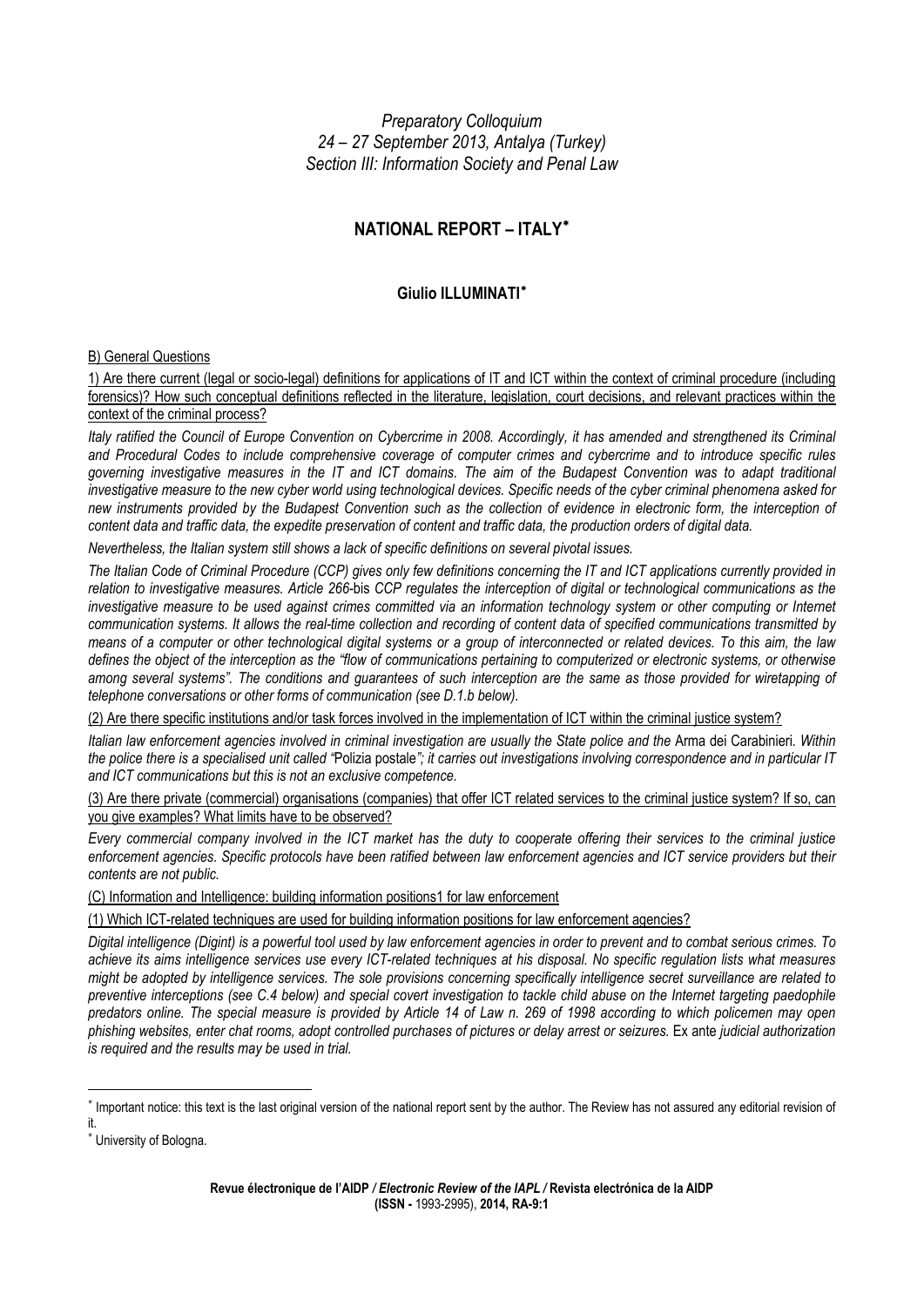*Preparatory Colloquium*
*24 – 27 September 2013, Antalya (Turkey)*
*Section III: Information Society and Penal Law*

# NATIONAL REPORT – ITALY*

## Giulio ILLUMINATI*

B) General Questions

1) Are there current (legal or socio-legal) definitions for applications of IT and ICT within the context of criminal procedure (including forensics)? How such conceptual definitions reflected in the literature, legislation, court decisions, and relevant practices within the context of the criminal process?

*Italy ratified the Council of Europe Convention on Cybercrime in 2008. Accordingly, it has amended and strengthened its Criminal and Procedural Codes to include comprehensive coverage of computer crimes and cybercrime and to introduce specific rules governing investigative measures in the IT and ICT domains. The aim of the Budapest Convention was to adapt traditional investigative measure to the new cyber world using technological devices. Specific needs of the cyber criminal phenomena asked for new instruments provided by the Budapest Convention such as the collection of evidence in electronic form, the interception of content data and traffic data, the expedite preservation of content and traffic data, the production orders of digital data.*

*Nevertheless, the Italian system still shows a lack of specific definitions on several pivotal issues.*

*The Italian Code of Criminal Procedure (CCP) gives only few definitions concerning the IT and ICT applications currently provided in relation to investigative measures. Article 266-*bis *CCP regulates the interception of digital or technological communications as the investigative measure to be used against crimes committed via an information technology system or other computing or Internet communication systems. It allows the real-time collection and recording of content data of specified communications transmitted by means of a computer or other technological digital systems or a group of interconnected or related devices. To this aim, the law defines the object of the interception as the "flow of communications pertaining to computerized or electronic systems, or otherwise among several systems". The conditions and guarantees of such interception are the same as those provided for wiretapping of telephone conversations or other forms of communication (see D.1.b below).*

(2) Are there specific institutions and/or task forces involved in the implementation of ICT within the criminal justice system?

*Italian law enforcement agencies involved in criminal investigation are usually the State police and the* Arma dei Carabinieri*. Within the police there is a specialised unit called "*Polizia postale*"; it carries out investigations involving correspondence and in particular IT and ICT communications but this is not an exclusive competence.*

(3) Are there private (commercial) organisations (companies) that offer ICT related services to the criminal justice system? If so, can you give examples? What limits have to be observed?

*Every commercial company involved in the ICT market has the duty to cooperate offering their services to the criminal justice enforcement agencies. Specific protocols have been ratified between law enforcement agencies and ICT service providers but their contents are not public.*

(C) Information and Intelligence: building information positions1 for law enforcement

(1) Which ICT-related techniques are used for building information positions for law enforcement agencies?

*Digital intelligence (Digint) is a powerful tool used by law enforcement agencies in order to prevent and to combat serious crimes. To achieve its aims intelligence services use every ICT-related techniques at his disposal. No specific regulation lists what measures might be adopted by intelligence services. The sole provisions concerning specifically intelligence secret surveillance are related to preventive interceptions (see C.4 below) and special covert investigation to tackle child abuse on the Internet targeting paedophile predators online. The special measure is provided by Article 14 of Law n. 269 of 1998 according to which policemen may open phishing websites, enter chat rooms, adopt controlled purchases of pictures or delay arrest or seizures.* Ex ante *judicial authorization is required and the results may be used in trial.*

---

* Important notice: this text is the last original version of the national report sent by the author. The Review has not assured any editorial revision of it.

* University of Bologna.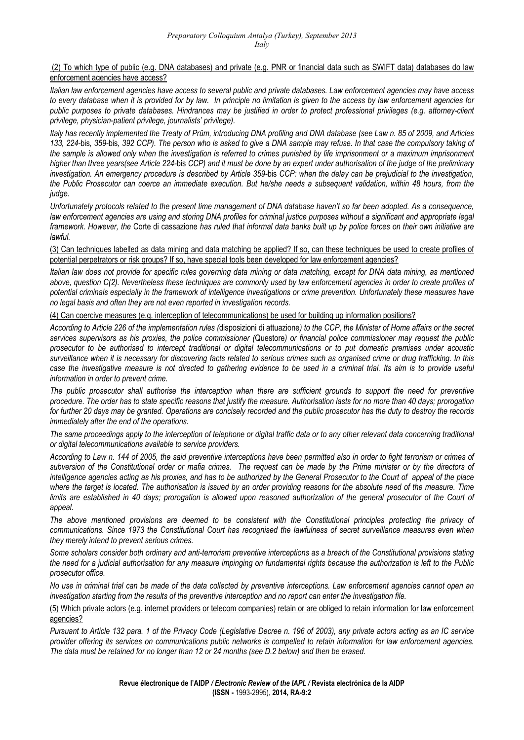(2) To which type of public (e.g. DNA databases) and private (e.g. PNR or financial data such as SWIFT data) databases do law enforcement agencies have access?

*Italian law enforcement agencies have access to several public and private databases. Law enforcement agencies may have access to every database when it is provided for by law. In principle no limitation is given to the access by law enforcement agencies for public purposes to private databases. Hindrances may be justified in order to protect professional privileges (e.g. attorney-client privilege, physician-patient privilege, journalists' privilege).*

*Italy has recently implemented the Treaty of Prüm, introducing DNA profiling and DNA database (see Law n. 85 of 2009, and Articles 133, 224-*bis*, 359-*bis*, 392 CCP). The person who is asked to give a DNA sample may refuse. In that case the compulsory taking of the sample is allowed only when the investigation is referred to crimes punished by life imprisonment or a maximum imprisonment higher than three years(see Article 224-*bis *CCP) and it must be done by an expert under authorisation of the judge of the preliminary investigation. An emergency procedure is described by Article 359-*bis *CCP: when the delay can be prejudicial to the investigation, the Public Prosecutor can coerce an immediate execution. But he/she needs a subsequent validation, within 48 hours, from the judge.*

*Unfortunately protocols related to the present time management of DNA database haven't so far been adopted. As a consequence, law enforcement agencies are using and storing DNA profiles for criminal justice purposes without a significant and appropriate legal framework. However, the* Corte di cassazione *has ruled that informal data banks built up by police forces on their own initiative are lawful.*

(3) Can techniques labelled as data mining and data matching be applied? If so, can these techniques be used to create profiles of potential perpetrators or risk groups? If so, have special tools been developed for law enforcement agencies?

*Italian law does not provide for specific rules governing data mining or data matching, except for DNA data mining, as mentioned above, question C(2). Nevertheless these techniques are commonly used by law enforcement agencies in order to create profiles of potential criminals especially in the framework of intelligence investigations or crime prevention. Unfortunately these measures have no legal basis and often they are not even reported in investigation records.*

(4) Can coercive measures (e.g. interception of telecommunications) be used for building up information positions?

*According to Article 226 of the implementation rules (*disposizioni di attuazione*) to the CCP, the Minister of Home affairs or the secret services supervisors as his proxies, the police commissioner (*Questore*) or financial police commissioner may request the public prosecutor to be authorised to intercept traditional or digital telecommunications or to put domestic premises under acoustic surveillance when it is necessary for discovering facts related to serious crimes such as organised crime or drug trafficking. In this case the investigative measure is not directed to gathering evidence to be used in a criminal trial. Its aim is to provide useful information in order to prevent crime.*

*The public prosecutor shall authorise the interception when there are sufficient grounds to support the need for preventive procedure. The order has to state specific reasons that justify the measure. Authorisation lasts for no more than 40 days; prorogation for further 20 days may be granted. Operations are concisely recorded and the public prosecutor has the duty to destroy the records immediately after the end of the operations.*

*The same proceedings apply to the interception of telephone or digital traffic data or to any other relevant data concerning traditional or digital telecommunications available to service providers.*

*According to Law n. 144 of 2005, the said preventive interceptions have been permitted also in order to fight terrorism or crimes of subversion of the Constitutional order or mafia crimes. The request can be made by the Prime minister or by the directors of intelligence agencies acting as his proxies, and has to be authorized by the General Prosecutor to the Court of appeal of the place where the target is located. The authorisation is issued by an order providing reasons for the absolute need of the measure. Time limits are established in 40 days; prorogation is allowed upon reasoned authorization of the general prosecutor of the Court of appeal.*

*The above mentioned provisions are deemed to be consistent with the Constitutional principles protecting the privacy of communications. Since 1973 the Constitutional Court has recognised the lawfulness of secret surveillance measures even when they merely intend to prevent serious crimes.*

*Some scholars consider both ordinary and anti-terrorism preventive interceptions as a breach of the Constitutional provisions stating the need for a judicial authorisation for any measure impinging on fundamental rights because the authorization is left to the Public prosecutor office.*

*No use in criminal trial can be made of the data collected by preventive interceptions. Law enforcement agencies cannot open an investigation starting from the results of the preventive interception and no report can enter the investigation file.*

(5) Which private actors (e.g. internet providers or telecom companies) retain or are obliged to retain information for law enforcement agencies?

*Pursuant to Article 132 para. 1 of the Privacy Code (Legislative Decree n. 196 of 2003), any private actors acting as an IC service provider offering its services on communications public networks is compelled to retain information for law enforcement agencies. The data must be retained for no longer than 12 or 24 months (see D.2 below) and then be erased.*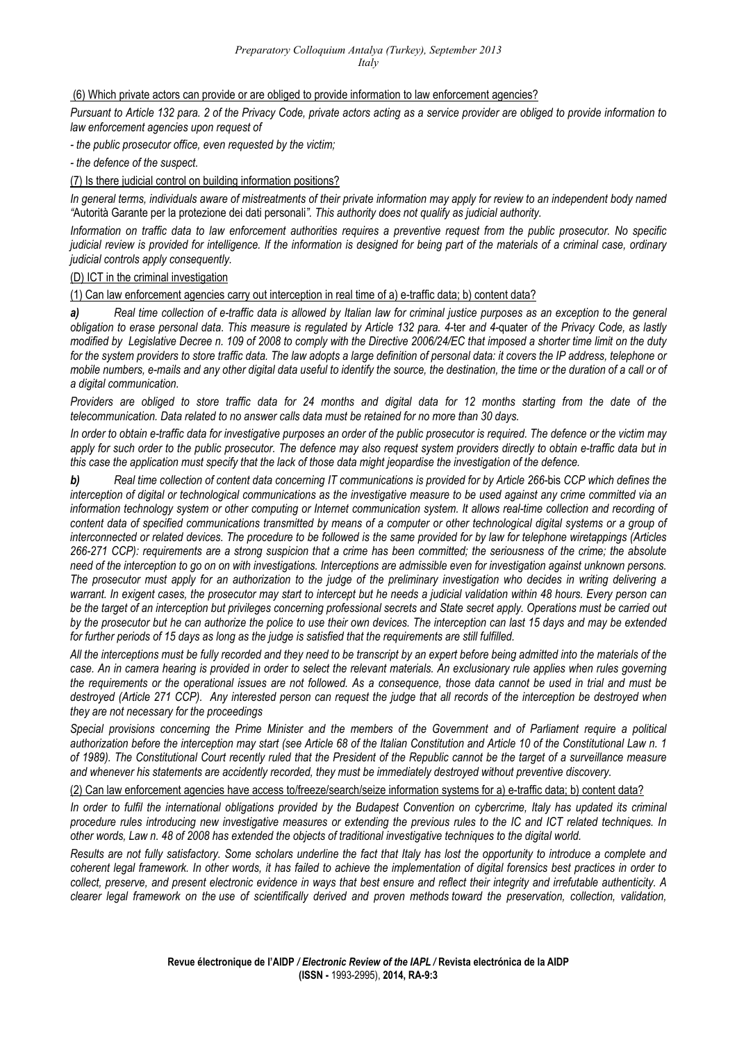(6) Which private actors can provide or are obliged to provide information to law enforcement agencies?

*Pursuant to Article 132 para. 2 of the Privacy Code, private actors acting as a service provider are obliged to provide information to law enforcement agencies upon request of*

*- the public prosecutor office, even requested by the victim;*

*- the defence of the suspect.*

(7) Is there judicial control on building information positions?

*In general terms, individuals aware of mistreatments of their private information may apply for review to an independent body named "*Autorità Garante per la protezione dei dati personali*". This authority does not qualify as judicial authority.*

*Information on traffic data to law enforcement authorities requires a preventive request from the public prosecutor. No specific judicial review is provided for intelligence. If the information is designed for being part of the materials of a criminal case, ordinary judicial controls apply consequently.*

(D) ICT in the criminal investigation

(1) Can law enforcement agencies carry out interception in real time of a) e-traffic data; b) content data?

***a)*** *Real time collection of e-traffic data is allowed by Italian law for criminal justice purposes as an exception to the general obligation to erase personal data. This measure is regulated by Article 132 para. 4-*ter *and 4-*quater *of the Privacy Code, as lastly modified by Legislative Decree n. 109 of 2008 to comply with the Directive 2006/24/EC that imposed a shorter time limit on the duty for the system providers to store traffic data. The law adopts a large definition of personal data: it covers the IP address, telephone or mobile numbers, e-mails and any other digital data useful to identify the source, the destination, the time or the duration of a call or of a digital communication.*

*Providers are obliged to store traffic data for 24 months and digital data for 12 months starting from the date of the telecommunication. Data related to no answer calls data must be retained for no more than 30 days.*

*In order to obtain e-traffic data for investigative purposes an order of the public prosecutor is required. The defence or the victim may apply for such order to the public prosecutor. The defence may also request system providers directly to obtain e-traffic data but in this case the application must specify that the lack of those data might jeopardise the investigation of the defence.*

***b)*** *Real time collection of content data concerning IT communications is provided for by Article 266-*bis *CCP which defines the interception of digital or technological communications as the investigative measure to be used against any crime committed via an information technology system or other computing or Internet communication system. It allows real-time collection and recording of content data of specified communications transmitted by means of a computer or other technological digital systems or a group of interconnected or related devices. The procedure to be followed is the same provided for by law for telephone wiretappings (Articles 266-271 CCP): requirements are a strong suspicion that a crime has been committed; the seriousness of the crime; the absolute need of the interception to go on on with investigations. Interceptions are admissible even for investigation against unknown persons. The prosecutor must apply for an authorization to the judge of the preliminary investigation who decides in writing delivering a warrant. In exigent cases, the prosecutor may start to intercept but he needs a judicial validation within 48 hours. Every person can be the target of an interception but privileges concerning professional secrets and State secret apply. Operations must be carried out by the prosecutor but he can authorize the police to use their own devices. The interception can last 15 days and may be extended for further periods of 15 days as long as the judge is satisfied that the requirements are still fulfilled.*

*All the interceptions must be fully recorded and they need to be transcript by an expert before being admitted into the materials of the case. An in camera hearing is provided in order to select the relevant materials. An exclusionary rule applies when rules governing the requirements or the operational issues are not followed. As a consequence, those data cannot be used in trial and must be destroyed (Article 271 CCP). Any interested person can request the judge that all records of the interception be destroyed when they are not necessary for the proceedings*

*Special provisions concerning the Prime Minister and the members of the Government and of Parliament require a political authorization before the interception may start (see Article 68 of the Italian Constitution and Article 10 of the Constitutional Law n. 1 of 1989). The Constitutional Court recently ruled that the President of the Republic cannot be the target of a surveillance measure and whenever his statements are accidently recorded, they must be immediately destroyed without preventive discovery.*

(2) Can law enforcement agencies have access to/freeze/search/seize information systems for a) e-traffic data; b) content data?

*In order to fulfil the international obligations provided by the Budapest Convention on cybercrime, Italy has updated its criminal procedure rules introducing new investigative measures or extending the previous rules to the IC and ICT related techniques. In other words, Law n. 48 of 2008 has extended the objects of traditional investigative techniques to the digital world.*

*Results are not fully satisfactory. Some scholars underline the fact that Italy has lost the opportunity to introduce a complete and coherent legal framework. In other words, it has failed to achieve the implementation of digital forensics best practices in order to collect, preserve, and present electronic evidence in ways that best ensure and reflect their integrity and irrefutable authenticity. A clearer legal framework on the use of scientifically derived and proven methods toward the preservation, collection, validation,*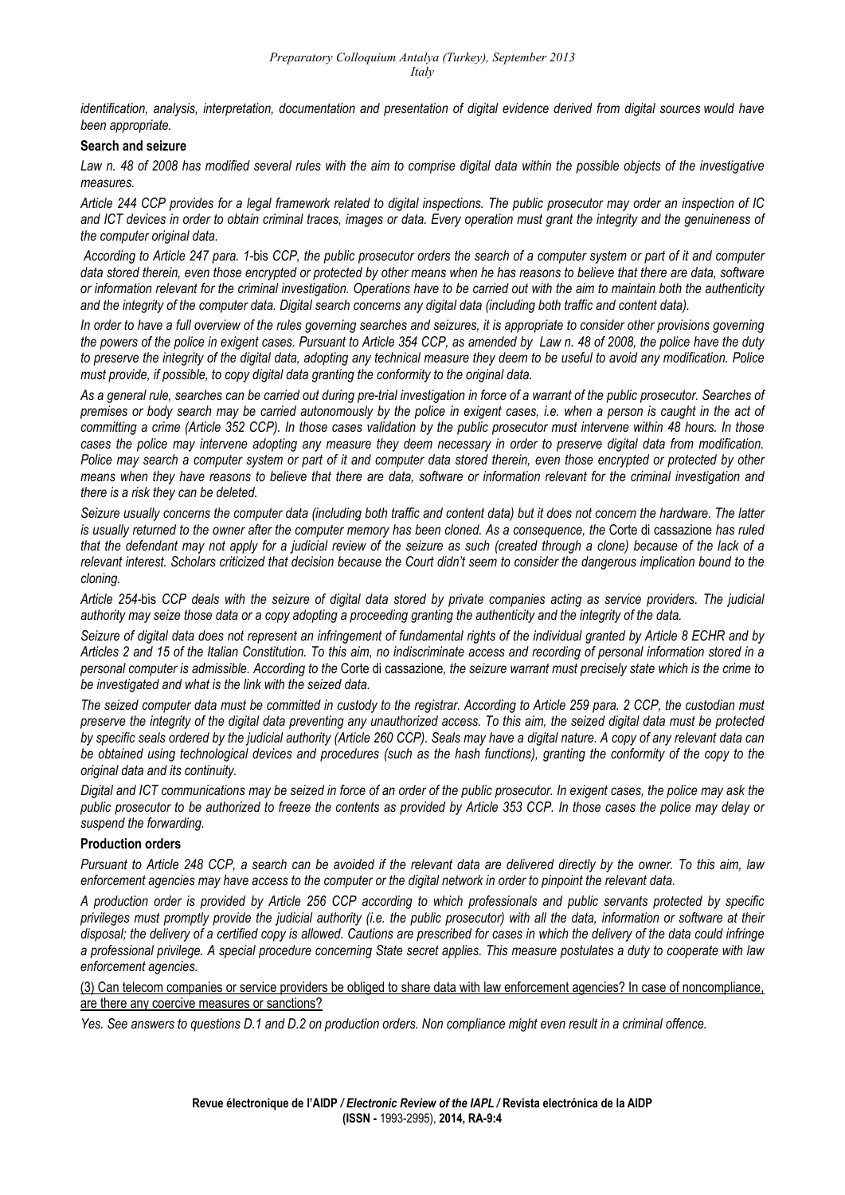*identification, analysis, interpretation, documentation and presentation of digital evidence derived from digital sources would have been appropriate.*

**Search and seizure**

*Law n. 48 of 2008 has modified several rules with the aim to comprise digital data within the possible objects of the investigative measures.*

*Article 244 CCP provides for a legal framework related to digital inspections. The public prosecutor may order an inspection of IC and ICT devices in order to obtain criminal traces, images or data. Every operation must grant the integrity and the genuineness of the computer original data.*

*According to Article 247 para. 1-*bis *CCP, the public prosecutor orders the search of a computer system or part of it and computer data stored therein, even those encrypted or protected by other means when he has reasons to believe that there are data, software or information relevant for the criminal investigation. Operations have to be carried out with the aim to maintain both the authenticity and the integrity of the computer data. Digital search concerns any digital data (including both traffic and content data).*

*In order to have a full overview of the rules governing searches and seizures, it is appropriate to consider other provisions governing the powers of the police in exigent cases. Pursuant to Article 354 CCP, as amended by Law n. 48 of 2008, the police have the duty to preserve the integrity of the digital data, adopting any technical measure they deem to be useful to avoid any modification. Police must provide, if possible, to copy digital data granting the conformity to the original data.*

*As a general rule, searches can be carried out during pre-trial investigation in force of a warrant of the public prosecutor. Searches of premises or body search may be carried autonomously by the police in exigent cases, i.e. when a person is caught in the act of committing a crime (Article 352 CCP). In those cases validation by the public prosecutor must intervene within 48 hours. In those cases the police may intervene adopting any measure they deem necessary in order to preserve digital data from modification. Police may search a computer system or part of it and computer data stored therein, even those encrypted or protected by other means when they have reasons to believe that there are data, software or information relevant for the criminal investigation and there is a risk they can be deleted.*

*Seizure usually concerns the computer data (including both traffic and content data) but it does not concern the hardware. The latter is usually returned to the owner after the computer memory has been cloned. As a consequence, the* Corte di cassazione *has ruled that the defendant may not apply for a judicial review of the seizure as such (created through a clone) because of the lack of a relevant interest. Scholars criticized that decision because the Court didn't seem to consider the dangerous implication bound to the cloning.*

*Article 254-*bis *CCP deals with the seizure of digital data stored by private companies acting as service providers. The judicial authority may seize those data or a copy adopting a proceeding granting the authenticity and the integrity of the data.*

*Seizure of digital data does not represent an infringement of fundamental rights of the individual granted by Article 8 ECHR and by Articles 2 and 15 of the Italian Constitution. To this aim, no indiscriminate access and recording of personal information stored in a personal computer is admissible. According to the* Corte di cassazione*, the seizure warrant must precisely state which is the crime to be investigated and what is the link with the seized data.*

*The seized computer data must be committed in custody to the registrar. According to Article 259 para. 2 CCP, the custodian must preserve the integrity of the digital data preventing any unauthorized access. To this aim, the seized digital data must be protected by specific seals ordered by the judicial authority (Article 260 CCP). Seals may have a digital nature. A copy of any relevant data can be obtained using technological devices and procedures (such as the hash functions), granting the conformity of the copy to the original data and its continuity.*

*Digital and ICT communications may be seized in force of an order of the public prosecutor. In exigent cases, the police may ask the public prosecutor to be authorized to freeze the contents as provided by Article 353 CCP. In those cases the police may delay or suspend the forwarding.*

**Production orders**

*Pursuant to Article 248 CCP, a search can be avoided if the relevant data are delivered directly by the owner. To this aim, law enforcement agencies may have access to the computer or the digital network in order to pinpoint the relevant data.*

*A production order is provided by Article 256 CCP according to which professionals and public servants protected by specific privileges must promptly provide the judicial authority (i.e. the public prosecutor) with all the data, information or software at their disposal; the delivery of a certified copy is allowed. Cautions are prescribed for cases in which the delivery of the data could infringe a professional privilege. A special procedure concerning State secret applies. This measure postulates a duty to cooperate with law enforcement agencies.*

<u>(3) Can telecom companies or service providers be obliged to share data with law enforcement agencies? In case of noncompliance, are there any coercive measures or sanctions?</u>

*Yes. See answers to questions D.1 and D.2 on production orders. Non compliance might even result in a criminal offence.*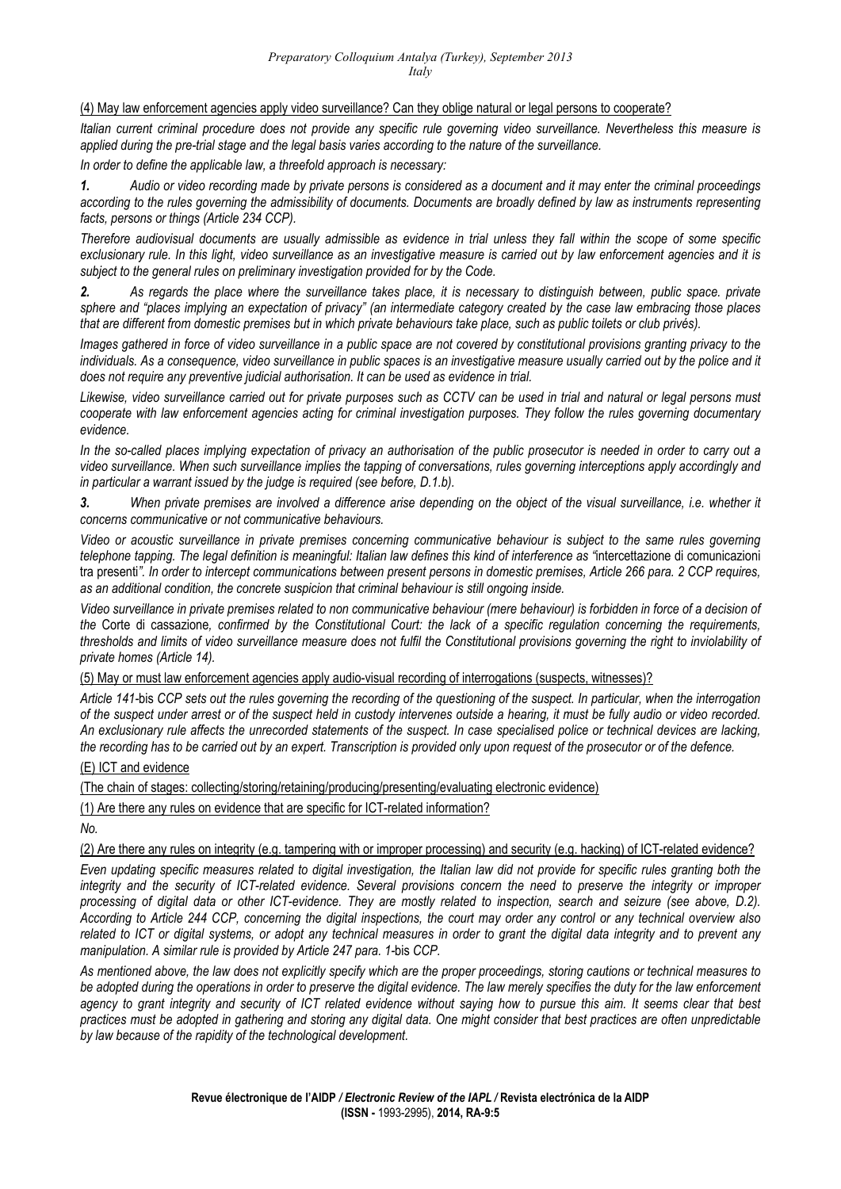(4) May law enforcement agencies apply video surveillance? Can they oblige natural or legal persons to cooperate?

*Italian current criminal procedure does not provide any specific rule governing video surveillance. Nevertheless this measure is applied during the pre-trial stage and the legal basis varies according to the nature of the surveillance.*

*In order to define the applicable law, a threefold approach is necessary:*

***1.*** *Audio or video recording made by private persons is considered as a document and it may enter the criminal proceedings according to the rules governing the admissibility of documents. Documents are broadly defined by law as instruments representing facts, persons or things (Article 234 CCP).*

*Therefore audiovisual documents are usually admissible as evidence in trial unless they fall within the scope of some specific exclusionary rule. In this light, video surveillance as an investigative measure is carried out by law enforcement agencies and it is subject to the general rules on preliminary investigation provided for by the Code.*

***2.*** *As regards the place where the surveillance takes place, it is necessary to distinguish between, public space. private sphere and "places implying an expectation of privacy" (an intermediate category created by the case law embracing those places that are different from domestic premises but in which private behaviours take place, such as public toilets or club privés).*

*Images gathered in force of video surveillance in a public space are not covered by constitutional provisions granting privacy to the individuals. As a consequence, video surveillance in public spaces is an investigative measure usually carried out by the police and it does not require any preventive judicial authorisation. It can be used as evidence in trial.*

*Likewise, video surveillance carried out for private purposes such as CCTV can be used in trial and natural or legal persons must cooperate with law enforcement agencies acting for criminal investigation purposes. They follow the rules governing documentary evidence.*

*In the so-called places implying expectation of privacy an authorisation of the public prosecutor is needed in order to carry out a video surveillance. When such surveillance implies the tapping of conversations, rules governing interceptions apply accordingly and in particular a warrant issued by the judge is required (see before, D.1.b).*

***3.*** *When private premises are involved a difference arise depending on the object of the visual surveillance, i.e. whether it concerns communicative or not communicative behaviours.*

*Video or acoustic surveillance in private premises concerning communicative behaviour is subject to the same rules governing telephone tapping. The legal definition is meaningful: Italian law defines this kind of interference as "*intercettazione di comunicazioni tra presenti*". In order to intercept communications between present persons in domestic premises, Article 266 para. 2 CCP requires, as an additional condition, the concrete suspicion that criminal behaviour is still ongoing inside.*

*Video surveillance in private premises related to non communicative behaviour (mere behaviour) is forbidden in force of a decision of the* Corte di cassazione*, confirmed by the Constitutional Court: the lack of a specific regulation concerning the requirements, thresholds and limits of video surveillance measure does not fulfil the Constitutional provisions governing the right to inviolability of private homes (Article 14).*

(5) May or must law enforcement agencies apply audio-visual recording of interrogations (suspects, witnesses)?

*Article 141-*bis *CCP sets out the rules governing the recording of the questioning of the suspect. In particular, when the interrogation of the suspect under arrest or of the suspect held in custody intervenes outside a hearing, it must be fully audio or video recorded. An exclusionary rule affects the unrecorded statements of the suspect. In case specialised police or technical devices are lacking, the recording has to be carried out by an expert. Transcription is provided only upon request of the prosecutor or of the defence.*

(E) ICT and evidence

(The chain of stages: collecting/storing/retaining/producing/presenting/evaluating electronic evidence)

(1) Are there any rules on evidence that are specific for ICT-related information?

*No.*

(2) Are there any rules on integrity (e.g. tampering with or improper processing) and security (e.g. hacking) of ICT-related evidence?

*Even updating specific measures related to digital investigation, the Italian law did not provide for specific rules granting both the integrity and the security of ICT-related evidence. Several provisions concern the need to preserve the integrity or improper processing of digital data or other ICT-evidence. They are mostly related to inspection, search and seizure (see above, D.2). According to Article 244 CCP, concerning the digital inspections, the court may order any control or any technical overview also related to ICT or digital systems, or adopt any technical measures in order to grant the digital data integrity and to prevent any manipulation. A similar rule is provided by Article 247 para. 1-*bis *CCP.*

*As mentioned above, the law does not explicitly specify which are the proper proceedings, storing cautions or technical measures to be adopted during the operations in order to preserve the digital evidence. The law merely specifies the duty for the law enforcement agency to grant integrity and security of ICT related evidence without saying how to pursue this aim. It seems clear that best practices must be adopted in gathering and storing any digital data. One might consider that best practices are often unpredictable by law because of the rapidity of the technological development.*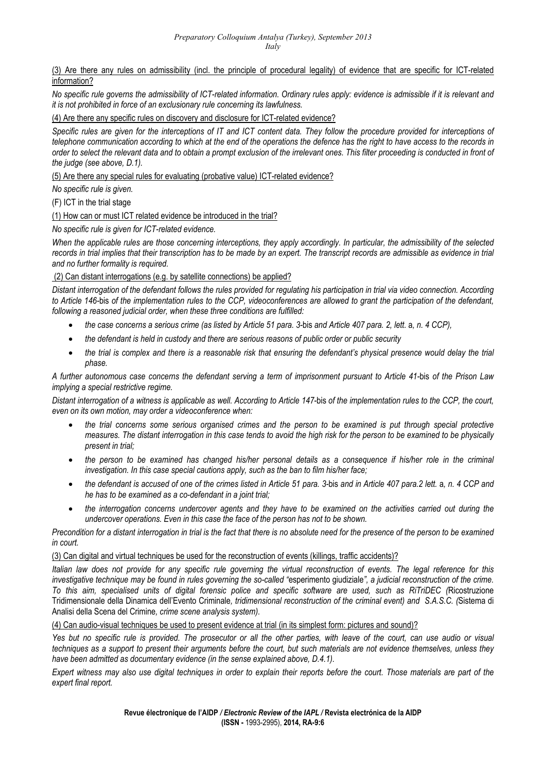(3) Are there any rules on admissibility (incl. the principle of procedural legality) of evidence that are specific for ICT-related information?

*No specific rule governs the admissibility of ICT-related information. Ordinary rules apply: evidence is admissible if it is relevant and it is not prohibited in force of an exclusionary rule concerning its lawfulness.*

(4) Are there any specific rules on discovery and disclosure for ICT-related evidence?

*Specific rules are given for the interceptions of IT and ICT content data. They follow the procedure provided for interceptions of telephone communication according to which at the end of the operations the defence has the right to have access to the records in order to select the relevant data and to obtain a prompt exclusion of the irrelevant ones. This filter proceeding is conducted in front of the judge (see above, D.1).*

(5) Are there any special rules for evaluating (probative value) ICT-related evidence?

*No specific rule is given.*

(F) ICT in the trial stage

(1) How can or must ICT related evidence be introduced in the trial?

*No specific rule is given for ICT-related evidence.*

*When the applicable rules are those concerning interceptions, they apply accordingly. In particular, the admissibility of the selected records in trial implies that their transcription has to be made by an expert. The transcript records are admissible as evidence in trial and no further formality is required.*

(2) Can distant interrogations (e.g. by satellite connections) be applied?

*Distant interrogation of the defendant follows the rules provided for regulating his participation in trial via video connection. According to Article 146-*bis *of the implementation rules to the CCP, videoconferences are allowed to grant the participation of the defendant, following a reasoned judicial order, when these three conditions are fulfilled:*

- *the case concerns a serious crime (as listed by Article 51 para. 3-*bis *and Article 407 para. 2, lett.* a*, n. 4 CCP),*
- *the defendant is held in custody and there are serious reasons of public order or public security*
- *the trial is complex and there is a reasonable risk that ensuring the defendant's physical presence would delay the trial phase.*

*A further autonomous case concerns the defendant serving a term of imprisonment pursuant to Article 41-*bis *of the Prison Law implying a special restrictive regime.*

*Distant interrogation of a witness is applicable as well. According to Article 147-*bis *of the implementation rules to the CCP, the court, even on its own motion, may order a videoconference when:*

- *the trial concerns some serious organised crimes and the person to be examined is put through special protective measures. The distant interrogation in this case tends to avoid the high risk for the person to be examined to be physically present in trial;*
- *the person to be examined has changed his/her personal details as a consequence if his/her role in the criminal investigation. In this case special cautions apply, such as the ban to film his/her face;*
- *the defendant is accused of one of the crimes listed in Article 51 para. 3-*bis *and in Article 407 para.2 lett.* a*, n. 4 CCP and he has to be examined as a co-defendant in a joint trial;*
- *the interrogation concerns undercover agents and they have to be examined on the activities carried out during the undercover operations. Even in this case the face of the person has not to be shown.*

*Precondition for a distant interrogation in trial is the fact that there is no absolute need for the presence of the person to be examined in court.*

(3) Can digital and virtual techniques be used for the reconstruction of events (killings, traffic accidents)?

*Italian law does not provide for any specific rule governing the virtual reconstruction of events. The legal reference for this investigative technique may be found in rules governing the so-called "*esperimento giudiziale*", a judicial reconstruction of the crime. To this aim, specialised units of digital forensic police and specific software are used, such as RiTriDEC (*Ricostruzione Tridimensionale della Dinamica dell'Evento Criminale*, tridimensional reconstruction of the criminal event) and S.A.S.C. (*Sistema di Analisi della Scena del Crimine*, crime scene analysis system).*

(4) Can audio-visual techniques be used to present evidence at trial (in its simplest form: pictures and sound)?

*Yes but no specific rule is provided. The prosecutor or all the other parties, with leave of the court, can use audio or visual techniques as a support to present their arguments before the court, but such materials are not evidence themselves, unless they have been admitted as documentary evidence (in the sense explained above, D.4.1).*

*Expert witness may also use digital techniques in order to explain their reports before the court. Those materials are part of the expert final report.*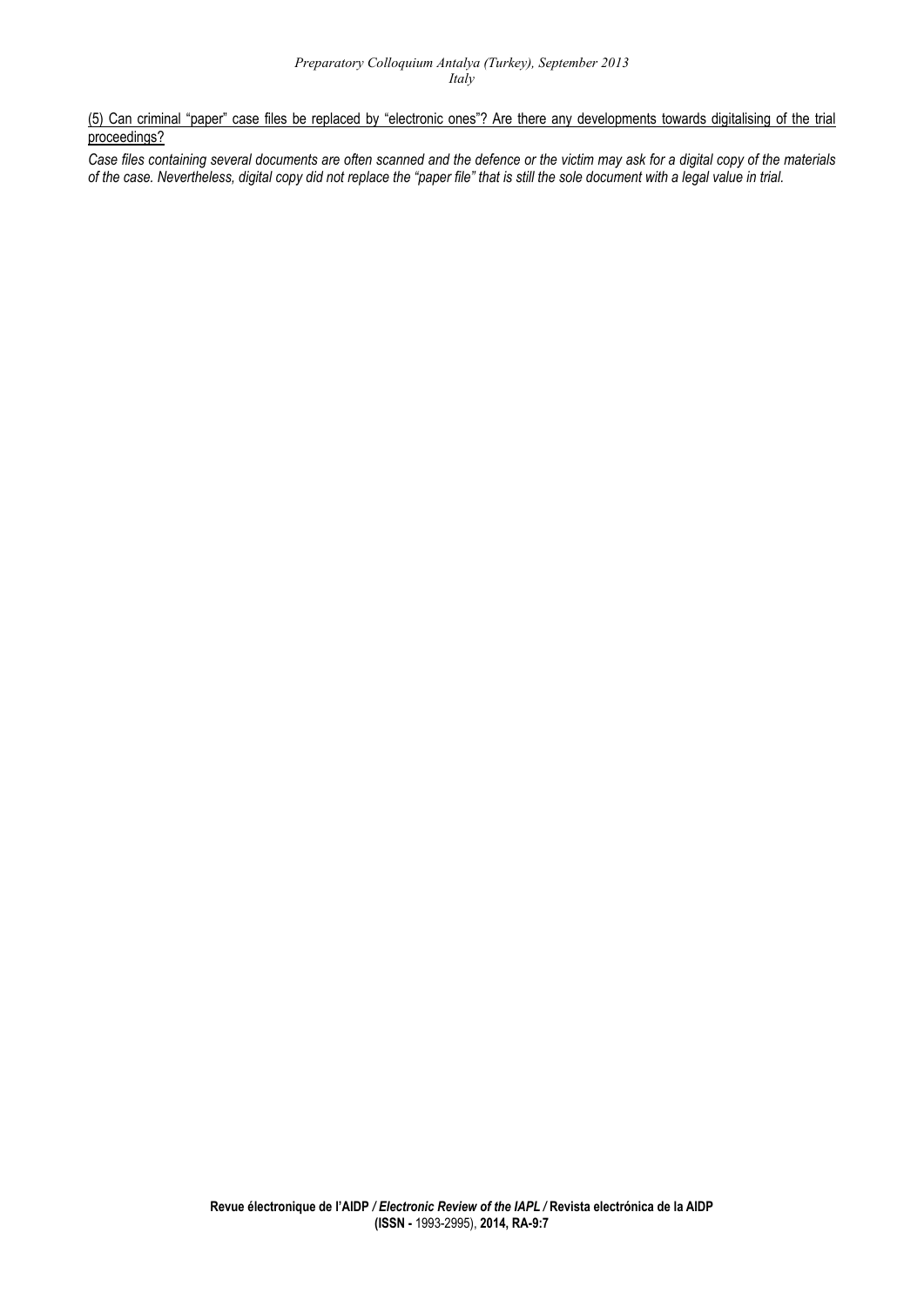(5) Can criminal "paper" case files be replaced by "electronic ones"? Are there any developments towards digitalising of the trial proceedings?

*Case files containing several documents are often scanned and the defence or the victim may ask for a digital copy of the materials of the case. Nevertheless, digital copy did not replace the "paper file" that is still the sole document with a legal value in trial.*